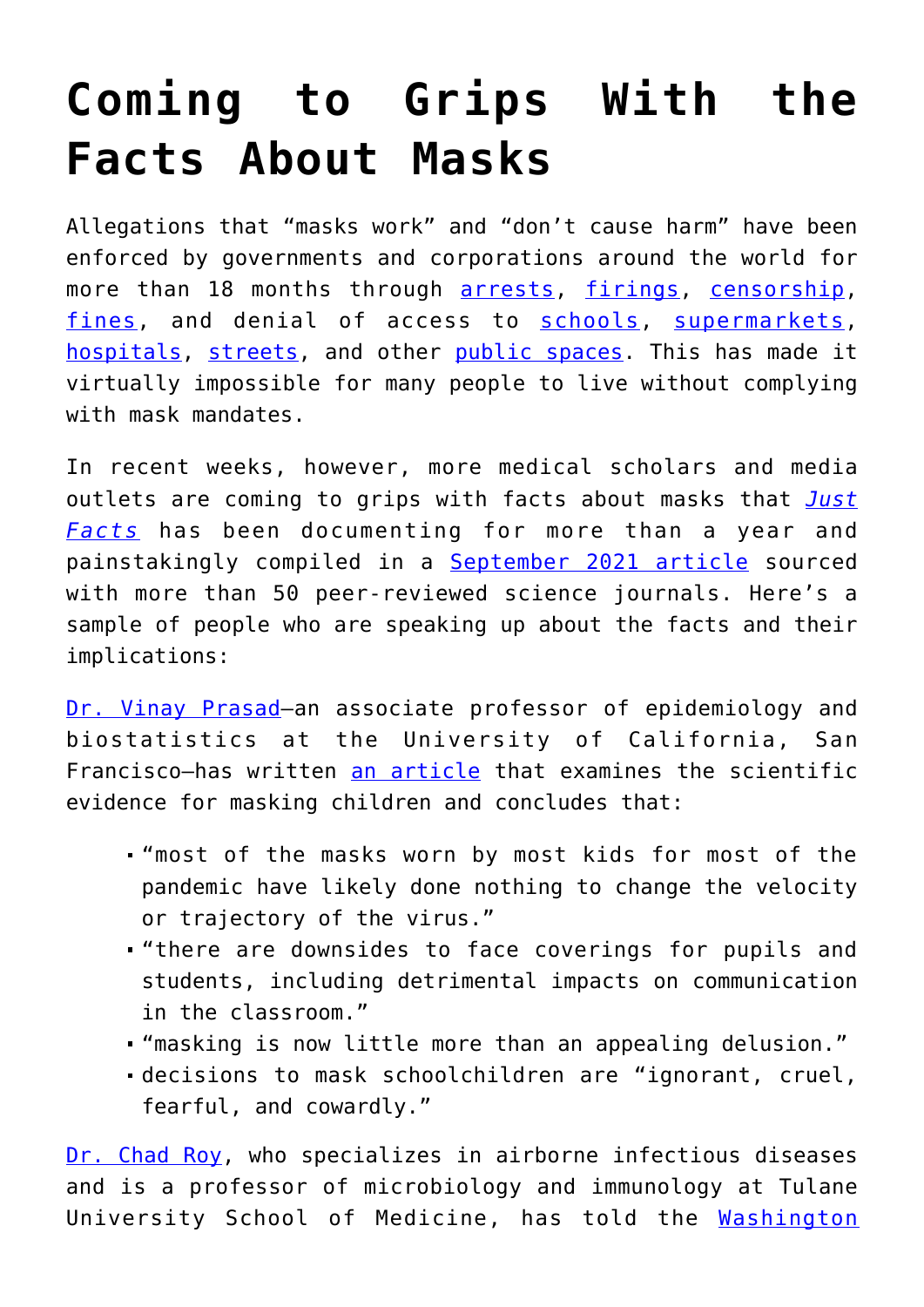# Coming to Grips With the Facts About Masks

Allegations that "masks work" and "don't cause harm" have been enforced by governments and corporations around the world for more than 18 months through arrests, firings, censorship, fines, and denial of access to schools, supermarkets, hospitals, streets, and other public spaces. This has made it virtually impossible for many people to live without complying with mask mandates.

In recent weeks, however, more medical scholars and media outlets are coming to grips with facts about masks that *Just Facts* has been documenting for more than a year and painstakingly compiled in a September 2021 article sourced with more than 50 peer-reviewed science journals. Here's a sample of people who are speaking up about the facts and their implications:

Dr. Vinay Prasad—an associate professor of epidemiology and biostatistics at the University of California, San Francisco—has written an article that examines the scientific evidence for masking children and concludes that:

- "most of the masks worn by most kids for most of the pandemic have likely done nothing to change the velocity or trajectory of the virus."
- "there are downsides to face coverings for pupils and students, including detrimental impacts on communication in the classroom."
- "masking is now little more than an appealing delusion."
- decisions to mask schoolchildren are "ignorant, cruel, fearful, and cowardly."

Dr. Chad Roy, who specializes in airborne infectious diseases and is a professor of microbiology and immunology at Tulane University School of Medicine, has told the Washington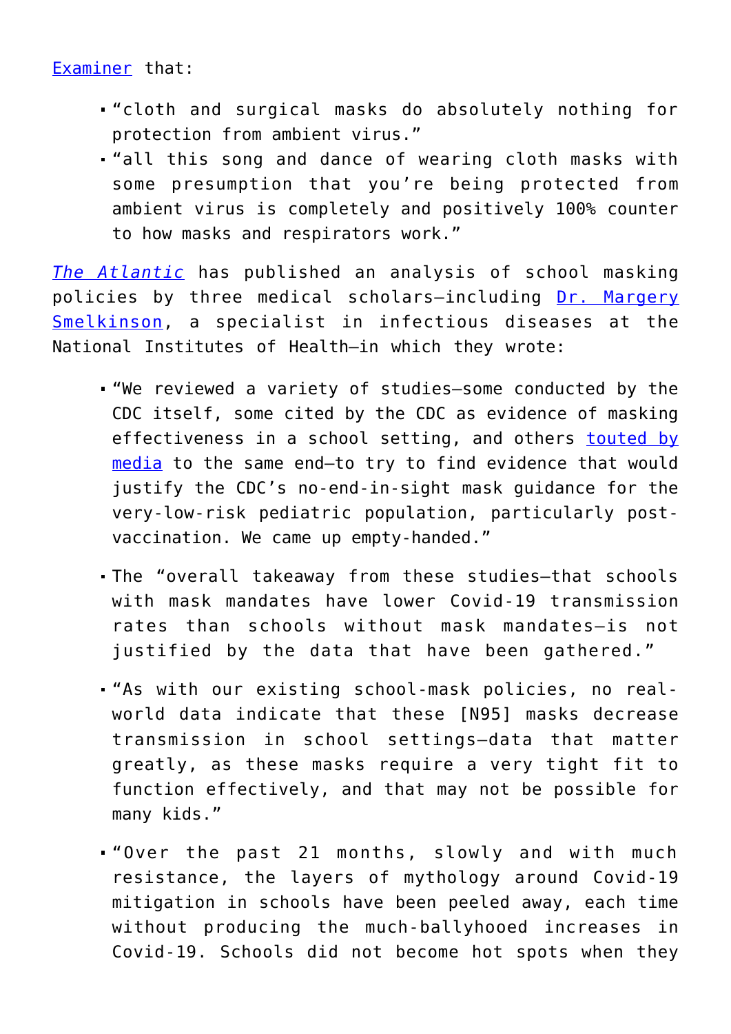[Examiner](#) that:

- "cloth and surgical masks do absolutely nothing for protection from ambient virus."
- "all this song and dance of wearing cloth masks with some presumption that you're being protected from ambient virus is completely and positively 100% counter to how masks and respirators work."

[*The Atlantic*](#) has published an analysis of school masking policies by three medical scholars—including [Dr. Margery Smelkinson](#), a specialist in infectious diseases at the National Institutes of Health—in which they wrote:

- "We reviewed a variety of studies—some conducted by the CDC itself, some cited by the CDC as evidence of masking effectiveness in a school setting, and others [touted by media](#) to the same end—to try to find evidence that would justify the CDC's no-end-in-sight mask guidance for the very-low-risk pediatric population, particularly post-vaccination. We came up empty-handed."

- The "overall takeaway from these studies—that schools with mask mandates have lower Covid-19 transmission rates than schools without mask mandates—is not justified by the data that have been gathered."

- "As with our existing school-mask policies, no real-world data indicate that these [N95] masks decrease transmission in school settings—data that matter greatly, as these masks require a very tight fit to function effectively, and that may not be possible for many kids."

- "Over the past 21 months, slowly and with much resistance, the layers of mythology around Covid-19 mitigation in schools have been peeled away, each time without producing the much-ballyhooed increases in Covid-19. Schools did not become hot spots when they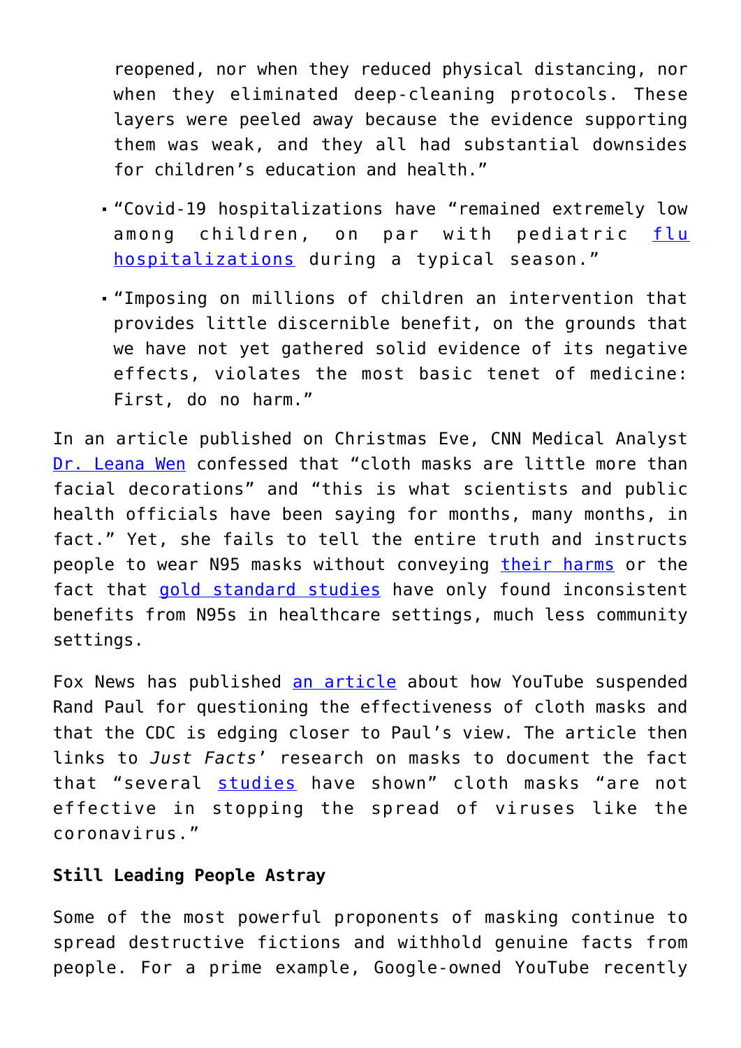reopened, nor when they reduced physical distancing, nor when they eliminated deep-cleaning protocols. These layers were peeled away because the evidence supporting them was weak, and they all had substantial downsides for children's education and health."

- "Covid-19 hospitalizations have "remained extremely low among children, on par with pediatric flu hospitalizations during a typical season."
- "Imposing on millions of children an intervention that provides little discernible benefit, on the grounds that we have not yet gathered solid evidence of its negative effects, violates the most basic tenet of medicine: First, do no harm."

In an article published on Christmas Eve, CNN Medical Analyst Dr. Leana Wen confessed that "cloth masks are little more than facial decorations" and "this is what scientists and public health officials have been saying for months, many months, in fact." Yet, she fails to tell the entire truth and instructs people to wear N95 masks without conveying their harms or the fact that gold standard studies have only found inconsistent benefits from N95s in healthcare settings, much less community settings.

Fox News has published an article about how YouTube suspended Rand Paul for questioning the effectiveness of cloth masks and that the CDC is edging closer to Paul's view. The article then links to *Just Facts*' research on masks to document the fact that "several studies have shown" cloth masks "are not effective in stopping the spread of viruses like the coronavirus."

**Still Leading People Astray**

Some of the most powerful proponents of masking continue to spread destructive fictions and withhold genuine facts from people. For a prime example, Google-owned YouTube recently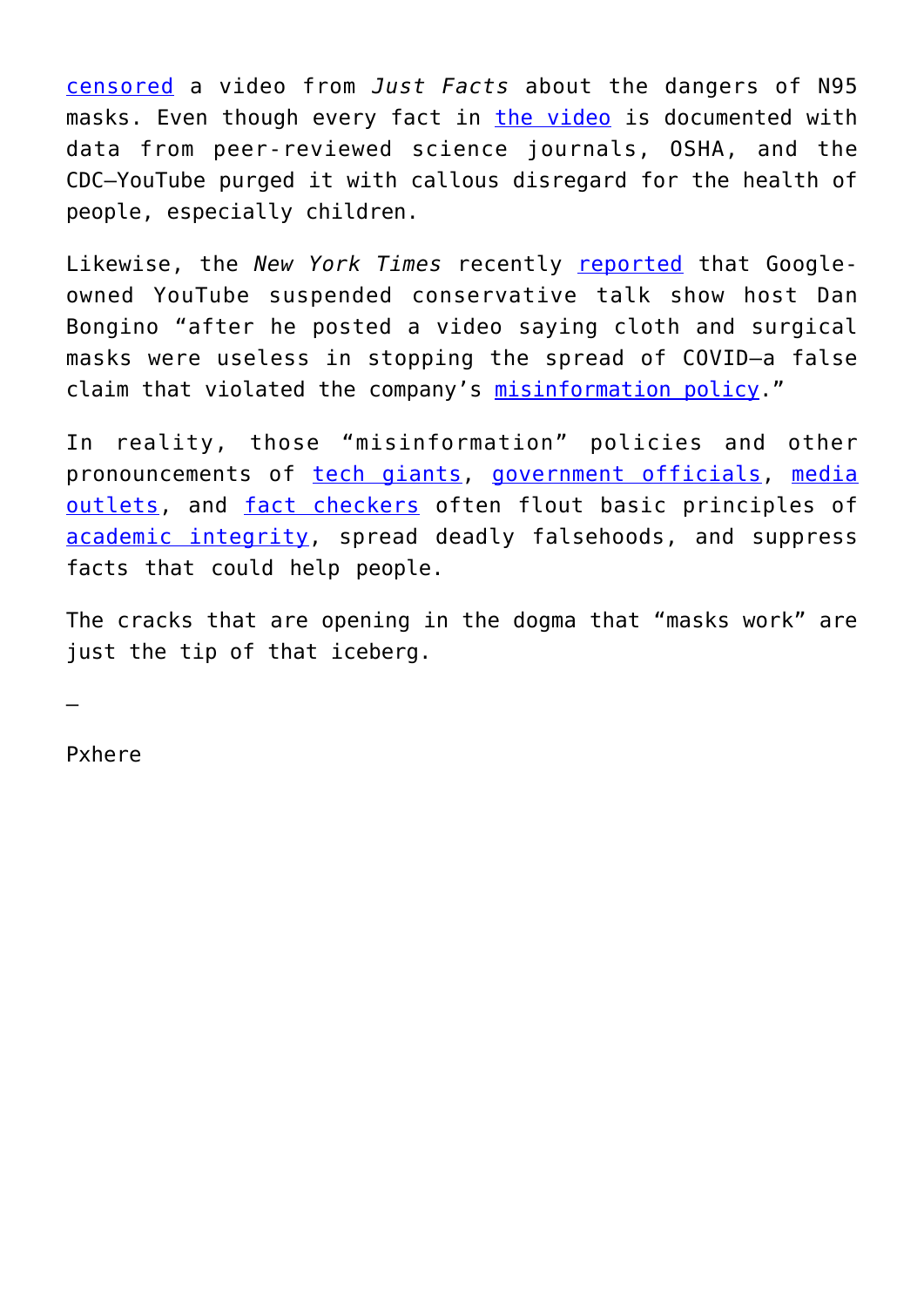censored a video from *Just Facts* about the dangers of N95 masks. Even though every fact in the video is documented with data from peer-reviewed science journals, OSHA, and the CDC—YouTube purged it with callous disregard for the health of people, especially children.

Likewise, the *New York Times* recently reported that Google-owned YouTube suspended conservative talk show host Dan Bongino "after he posted a video saying cloth and surgical masks were useless in stopping the spread of COVID—a false claim that violated the company's misinformation policy."

In reality, those "misinformation" policies and other pronouncements of tech giants, government officials, media outlets, and fact checkers often flout basic principles of academic integrity, spread deadly falsehoods, and suppress facts that could help people.

The cracks that are opening in the dogma that "masks work" are just the tip of that iceberg.

—

Pxhere